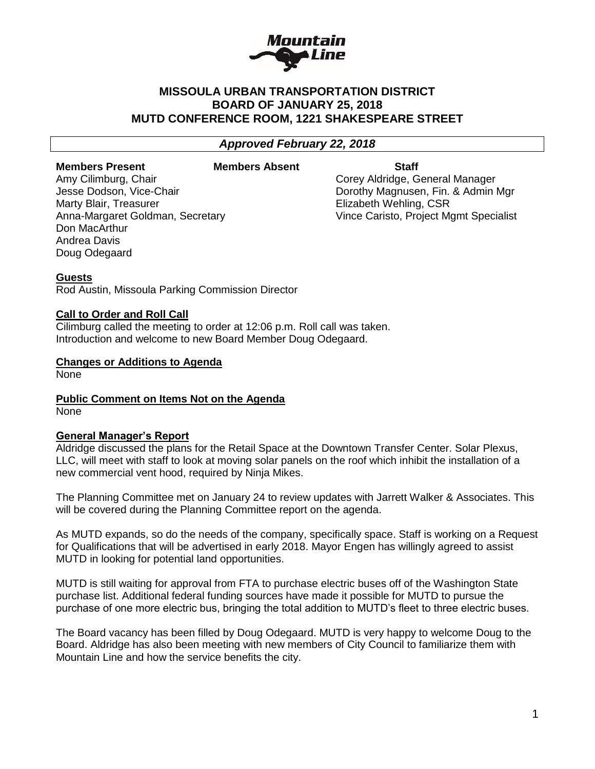**MISSOULA URBAN TRANSPORTATION DISTRICT**
**BOARD OF JANUARY 25, 2018**
**MUTD CONFERENCE ROOM, 1221 SHAKESPEARE STREET**

***Approved February 22, 2018***

| Members Present | Members Absent | Staff |
|---|---|---|
| Amy Cilimburg, Chair | | Corey Aldridge, General Manager |
| Jesse Dodson, Vice-Chair | | Dorothy Magnusen, Fin. & Admin Mgr |
| Marty Blair, Treasurer | | Elizabeth Wehling, CSR |
| Anna-Margaret Goldman, Secretary | | Vince Caristo, Project Mgmt Specialist |
| Don MacArthur | | |
| Andrea Davis | | |
| Doug Odegaard | | |

**Guests**

Rod Austin, Missoula Parking Commission Director

**Call to Order and Roll Call**

Cilimburg called the meeting to order at 12:06 p.m. Roll call was taken.
Introduction and welcome to new Board Member Doug Odegaard.

**Changes or Additions to Agenda**

None

**Public Comment on Items Not on the Agenda**

None

**General Manager's Report**

Aldridge discussed the plans for the Retail Space at the Downtown Transfer Center. Solar Plexus, LLC, will meet with staff to look at moving solar panels on the roof which inhibit the installation of a new commercial vent hood, required by Ninja Mikes.

The Planning Committee met on January 24 to review updates with Jarrett Walker & Associates. This will be covered during the Planning Committee report on the agenda.

As MUTD expands, so do the needs of the company, specifically space. Staff is working on a Request for Qualifications that will be advertised in early 2018. Mayor Engen has willingly agreed to assist MUTD in looking for potential land opportunities.

MUTD is still waiting for approval from FTA to purchase electric buses off of the Washington State purchase list. Additional federal funding sources have made it possible for MUTD to pursue the purchase of one more electric bus, bringing the total addition to MUTD's fleet to three electric buses.

The Board vacancy has been filled by Doug Odegaard. MUTD is very happy to welcome Doug to the Board. Aldridge has also been meeting with new members of City Council to familiarize them with Mountain Line and how the service benefits the city.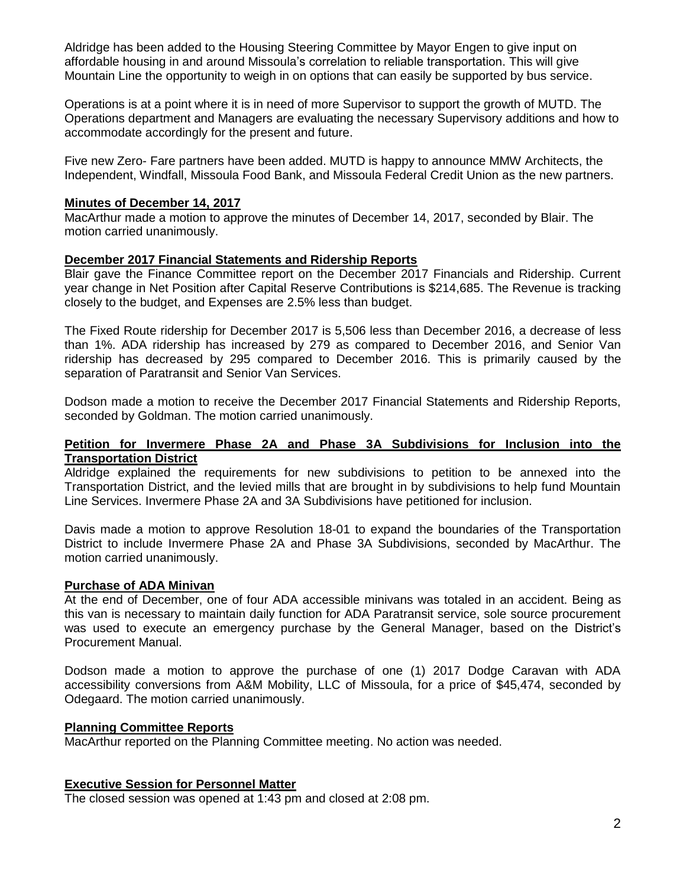Aldridge has been added to the Housing Steering Committee by Mayor Engen to give input on affordable housing in and around Missoula's correlation to reliable transportation. This will give Mountain Line the opportunity to weigh in on options that can easily be supported by bus service.

Operations is at a point where it is in need of more Supervisor to support the growth of MUTD. The Operations department and Managers are evaluating the necessary Supervisory additions and how to accommodate accordingly for the present and future.

Five new Zero- Fare partners have been added. MUTD is happy to announce MMW Architects, the Independent, Windfall, Missoula Food Bank, and Missoula Federal Credit Union as the new partners.

**Minutes of December 14, 2017**

MacArthur made a motion to approve the minutes of December 14, 2017, seconded by Blair. The motion carried unanimously.

**December 2017 Financial Statements and Ridership Reports**

Blair gave the Finance Committee report on the December 2017 Financials and Ridership. Current year change in Net Position after Capital Reserve Contributions is $214,685. The Revenue is tracking closely to the budget, and Expenses are 2.5% less than budget.

The Fixed Route ridership for December 2017 is 5,506 less than December 2016, a decrease of less than 1%. ADA ridership has increased by 279 as compared to December 2016, and Senior Van ridership has decreased by 295 compared to December 2016. This is primarily caused by the separation of Paratransit and Senior Van Services.

Dodson made a motion to receive the December 2017 Financial Statements and Ridership Reports, seconded by Goldman. The motion carried unanimously.

**Petition for Invermere Phase 2A and Phase 3A Subdivisions for Inclusion into the Transportation District**

Aldridge explained the requirements for new subdivisions to petition to be annexed into the Transportation District, and the levied mills that are brought in by subdivisions to help fund Mountain Line Services. Invermere Phase 2A and 3A Subdivisions have petitioned for inclusion.

Davis made a motion to approve Resolution 18-01 to expand the boundaries of the Transportation District to include Invermere Phase 2A and Phase 3A Subdivisions, seconded by MacArthur. The motion carried unanimously.

**Purchase of ADA Minivan**

At the end of December, one of four ADA accessible minivans was totaled in an accident. Being as this van is necessary to maintain daily function for ADA Paratransit service, sole source procurement was used to execute an emergency purchase by the General Manager, based on the District's Procurement Manual.

Dodson made a motion to approve the purchase of one (1) 2017 Dodge Caravan with ADA accessibility conversions from A&M Mobility, LLC of Missoula, for a price of $45,474, seconded by Odegaard. The motion carried unanimously.

**Planning Committee Reports**

MacArthur reported on the Planning Committee meeting. No action was needed.

**Executive Session for Personnel Matter**

The closed session was opened at 1:43 pm and closed at 2:08 pm.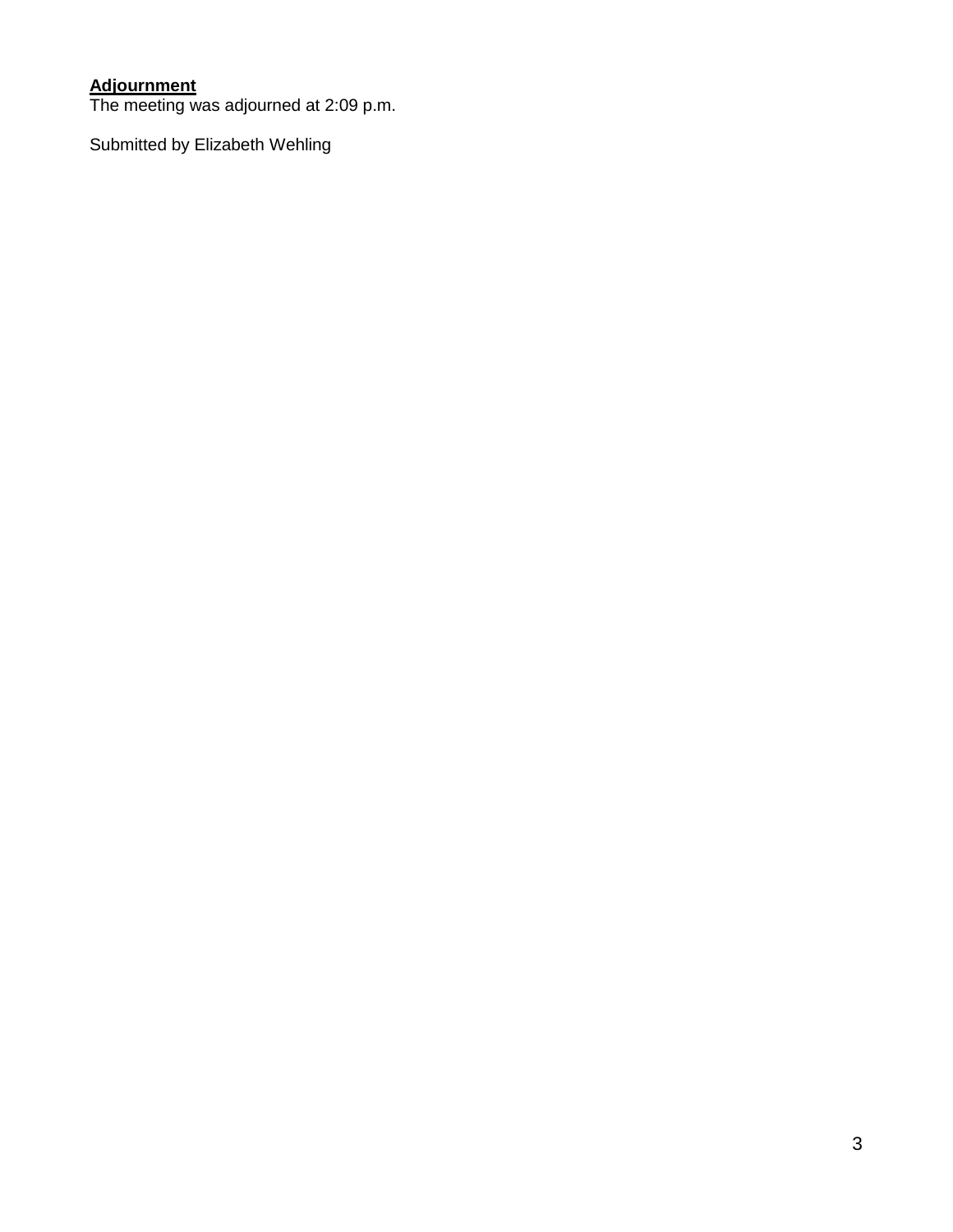**Adjournment**
The meeting was adjourned at 2:09 p.m.

Submitted by Elizabeth Wehling